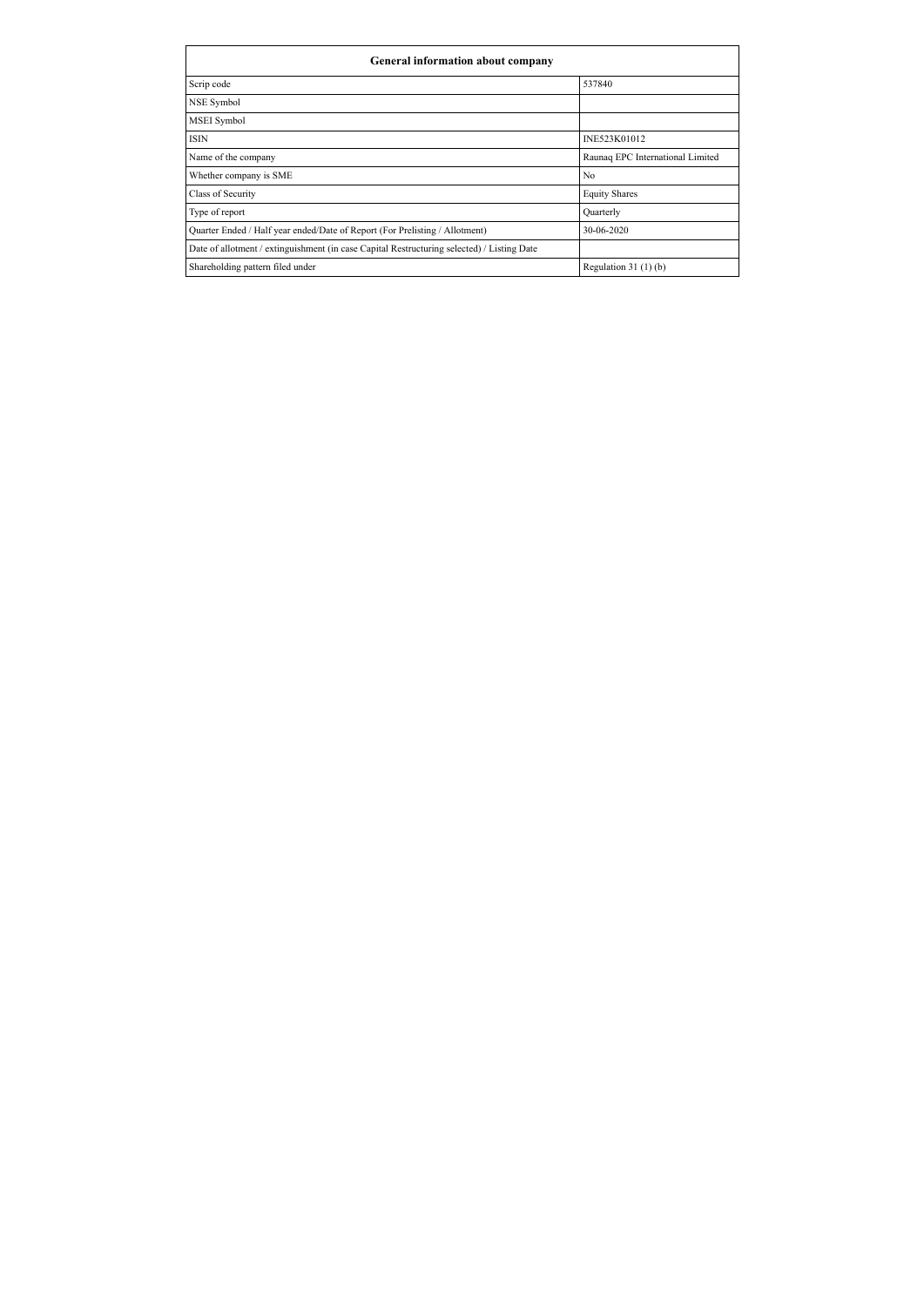| General information about company | |
|---|---|
| Scrip code | 537840 |
| NSE Symbol | |
| MSEI Symbol | |
| ISIN | INE523K01012 |
| Name of the company | Raunaq EPC International Limited |
| Whether company is SME | No |
| Class of Security | Equity Shares |
| Type of report | Quarterly |
| Quarter Ended / Half year ended/Date of Report (For Prelisting / Allotment) | 30-06-2020 |
| Date of allotment / extinguishment (in case Capital Restructuring selected) / Listing Date | |
| Shareholding pattern filed under | Regulation 31 (1) (b) |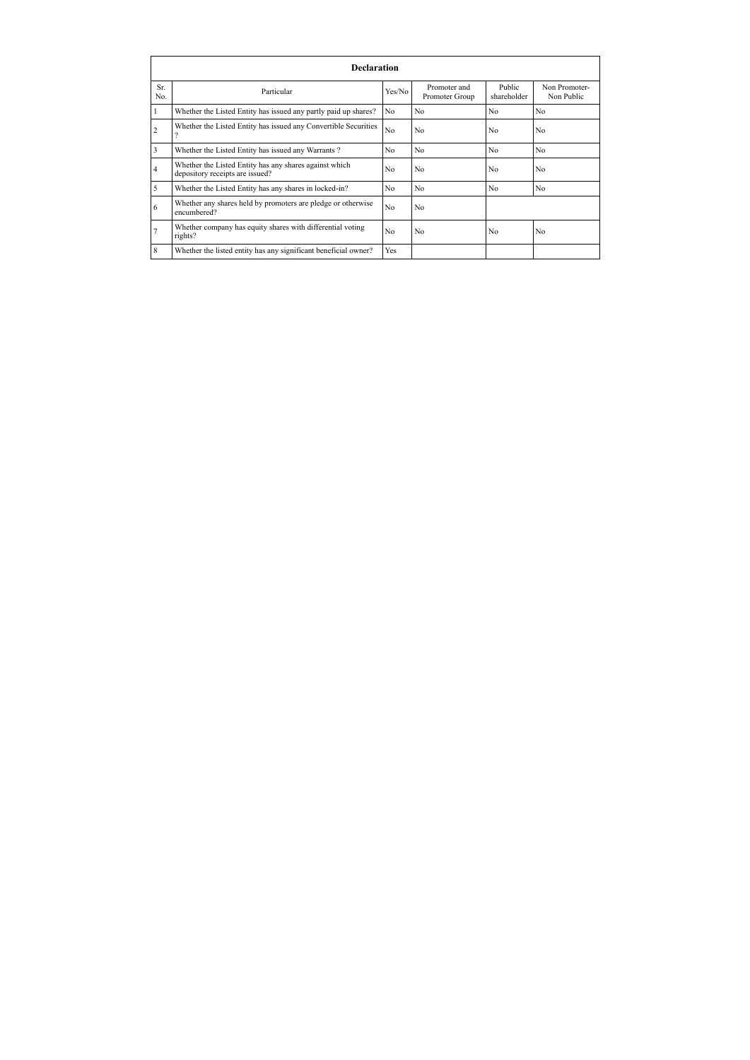| Declaration | | | | | |
|---|---|---|---|---|---|
| Sr. No. | Particular | Yes/No | Promoter and Promoter Group | Public shareholder | Non Promoter- Non Public |
| 1 | Whether the Listed Entity has issued any partly paid up shares? | No | No | No | No |
| 2 | Whether the Listed Entity has issued any Convertible Securities ? | No | No | No | No |
| 3 | Whether the Listed Entity has issued any Warrants ? | No | No | No | No |
| 4 | Whether the Listed Entity has any shares against which depository receipts are issued? | No | No | No | No |
| 5 | Whether the Listed Entity has any shares in locked-in? | No | No | No | No |
| 6 | Whether any shares held by promoters are pledge or otherwise encumbered? | No | No | | |
| 7 | Whether company has equity shares with differential voting rights? | No | No | No | No |
| 8 | Whether the listed entity has any significant beneficial owner? | Yes | | | |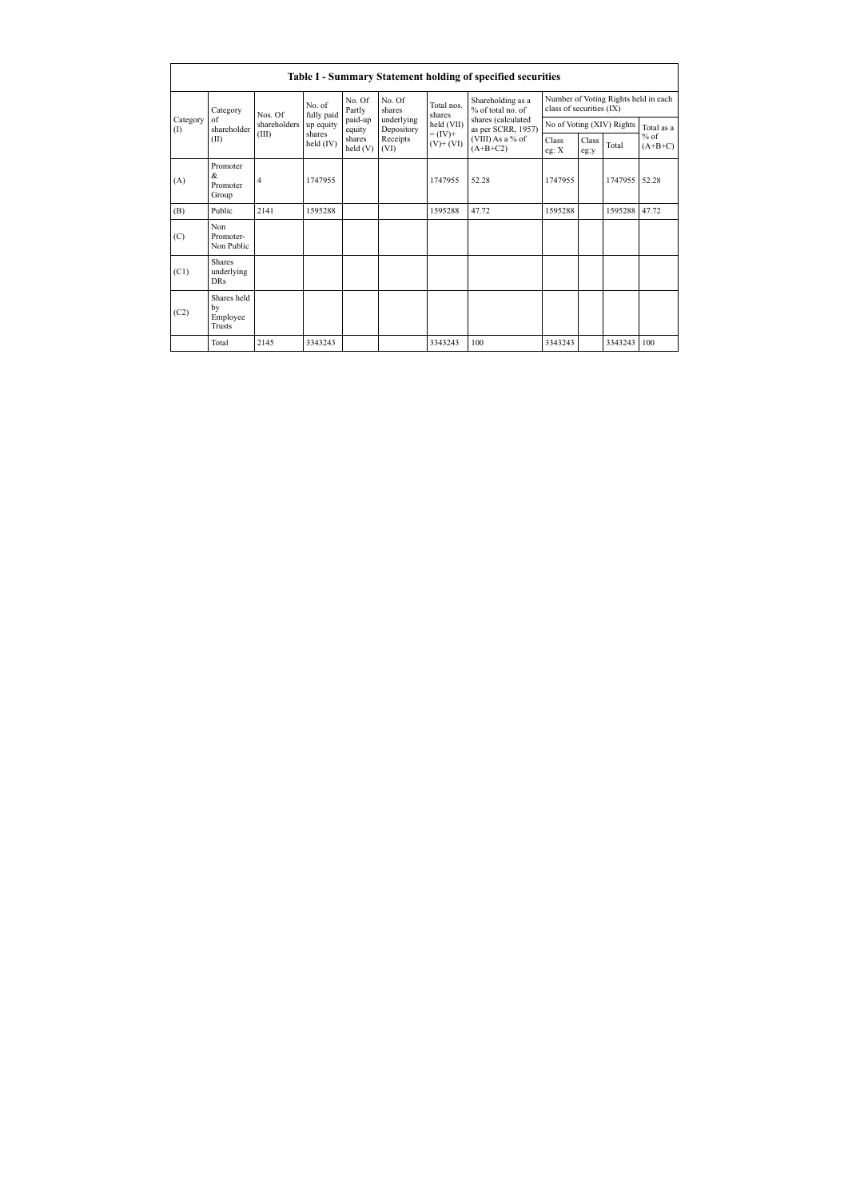## Table I - Summary Statement holding of specified securities

| Category (I) | Category of shareholder (II) | Nos. Of shareholders (III) | No. of fully paid up equity shares held (IV) | No. Of Partly paid-up equity shares held (V) | No. Of shares underlying Depository Receipts (VI) | Total nos. shares held (VII) = (IV)+ (V)+ (VI) | Shareholding as a % of total no. of shares (calculated as per SCRR, 1957) (VIII) As a % of (A+B+C2) | Number of Voting Rights held in each class of securities (IX) | | | |
|---|---|---|---|---|---|---|---|---|---|---|---|
| | | | | | | | | No of Voting (XIV) Rights | | | Total as a % of (A+B+C) |
| | | | | | | | | Class eg: X | Class eg:y | Total | |
| (A) | Promoter & Promoter Group | 4 | 1747955 | | | 1747955 | 52.28 | 1747955 | | 1747955 | 52.28 |
| (B) | Public | 2141 | 1595288 | | | 1595288 | 47.72 | 1595288 | | 1595288 | 47.72 |
| (C) | Non Promoter- Non Public | | | | | | | | | | |
| (C1) | Shares underlying DRs | | | | | | | | | | |
| (C2) | Shares held by Employee Trusts | | | | | | | | | | |
| | Total | 2145 | 3343243 | | | 3343243 | 100 | 3343243 | | 3343243 | 100 |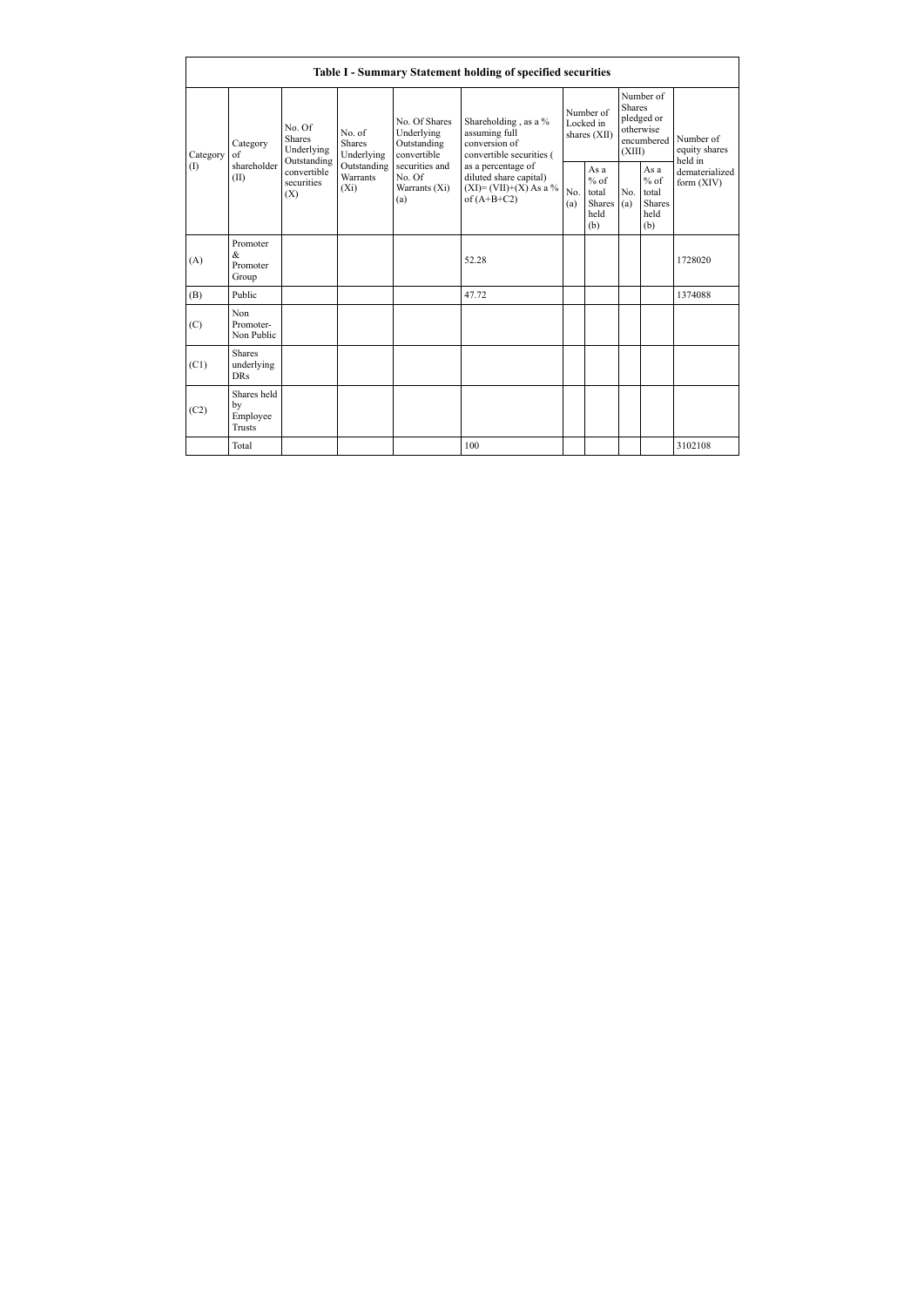# Table I - Summary Statement holding of specified securities

| Category (I) | Category of shareholder (II) | No. Of Shares Underlying Outstanding convertible securities (X) | No. of Shares Underlying Outstanding Warrants (Xi) | No. Of Shares Underlying Outstanding convertible securities and No. Of Warrants (Xi) (a) | Shareholding , as a % assuming full conversion of convertible securities ( as a percentage of diluted share capital) (XI)= (VII)+(X) As a % of (A+B+C2) | Number of Locked in shares (XII) | | Number of Shares pledged or otherwise encumbered (XIII) | | Number of equity shares held in dematerialized form (XIV) |
|---|---|---|---|---|---|---|---|---|---|---|
| | | | | | | No. (a) | As a % of total Shares held (b) | No. (a) | As a % of total Shares held (b) | |
| (A) | Promoter & Promoter Group | | | | 52.28 | | | | | 1728020 |
| (B) | Public | | | | 47.72 | | | | | 1374088 |
| (C) | Non Promoter- Non Public | | | | | | | | | |
| (C1) | Shares underlying DRs | | | | | | | | | |
| (C2) | Shares held by Employee Trusts | | | | | | | | | |
| | Total | | | | 100 | | | | | 3102108 |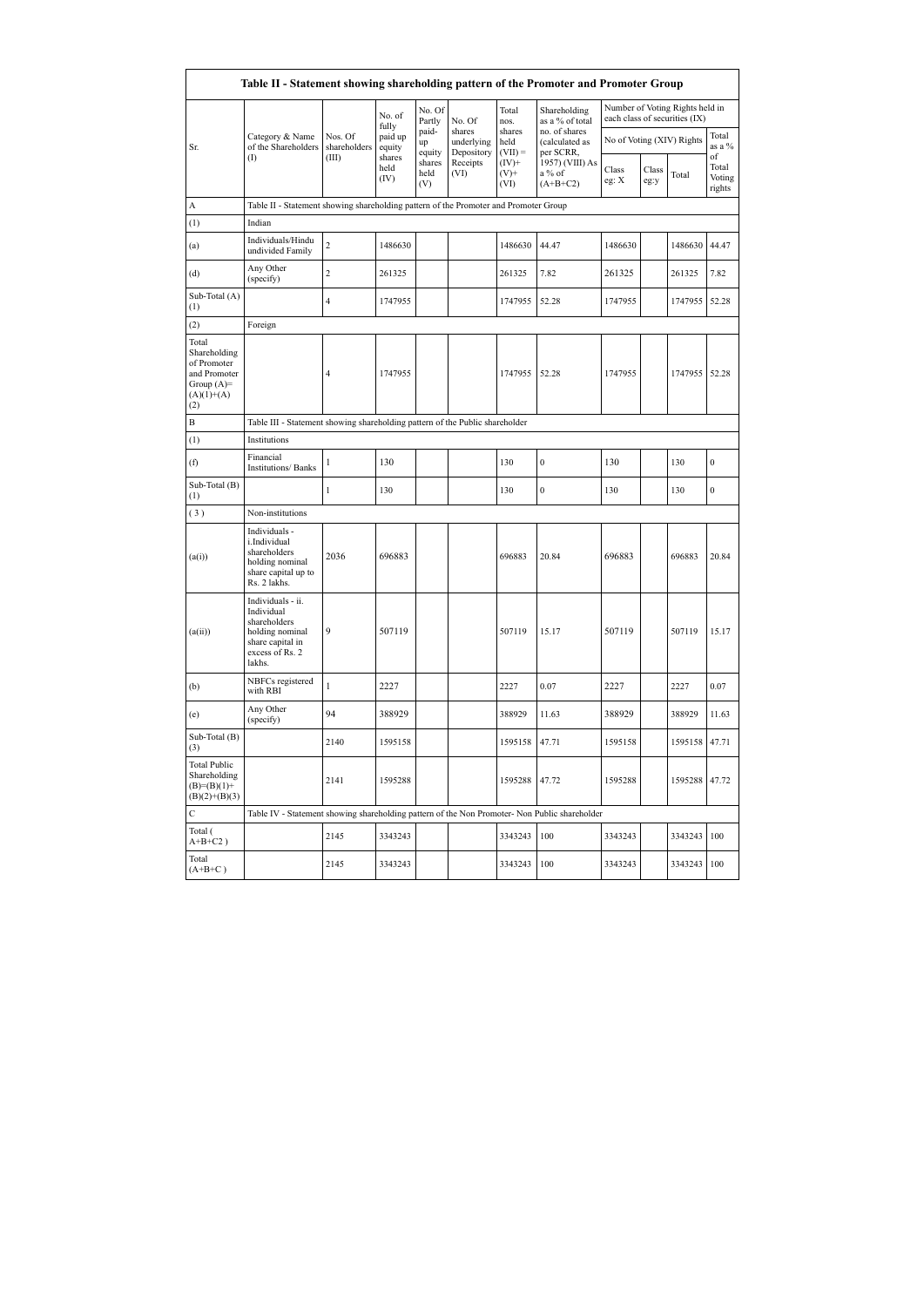| Table II - Statement showing shareholding pattern of the Promoter and Promoter Group | | | | | | | | | | | | |
|---|---|---|---|---|---|---|---|---|---|---|---|---|
| Sr. | Category & Name of the Shareholders (I) | Nos. Of shareholders (III) | No. of fully paid up equity shares held (IV) | No. Of Partly paid-up equity shares held (V) | No. Of shares underlying Depository Receipts (VI) | Total nos. shares held (VII) = (IV)+(V)+ (VI) | Shareholding as a % of total no. of shares (calculated as per SCRR, 1957) (VIII) As a % of (A+B+C2) | Number of Voting Rights held in each class of securities (IX) | | | |
| | | | | | | | | No of Voting (XIV) Rights | | | Total as a % of Total Voting rights |
| | | | | | | | | Class eg: X | Class eg:y | Total | |
| A | Table II - Statement showing shareholding pattern of the Promoter and Promoter Group | | | | | | | | | | |
| (1) | Indian | | | | | | | | | | |
| (a) | Individuals/Hindu undivided Family | 2 | 1486630 | | | 1486630 | 44.47 | 1486630 | | 1486630 | 44.47 |
| (d) | Any Other (specify) | 2 | 261325 | | | 261325 | 7.82 | 261325 | | 261325 | 7.82 |
| Sub-Total (A) (1) | | 4 | 1747955 | | | 1747955 | 52.28 | 1747955 | | 1747955 | 52.28 |
| (2) | Foreign | | | | | | | | | | |
| Total Shareholding of Promoter and Promoter Group (A)=(A)(1)+(A)(2) | | 4 | 1747955 | | | 1747955 | 52.28 | 1747955 | | 1747955 | 52.28 |
| B | Table III - Statement showing shareholding pattern of the Public shareholder | | | | | | | | | | |
| (1) | Institutions | | | | | | | | | | |
| (f) | Financial Institutions/ Banks | 1 | 130 | | | 130 | 0 | 130 | | 130 | 0 |
| Sub-Total (B) (1) | | 1 | 130 | | | 130 | 0 | 130 | | 130 | 0 |
| (3) | Non-institutions | | | | | | | | | | |
| (a(i)) | Individuals - i.Individual shareholders holding nominal share capital up to Rs. 2 lakhs. | 2036 | 696883 | | | 696883 | 20.84 | 696883 | | 696883 | 20.84 |
| (a(ii)) | Individuals - ii. Individual shareholders holding nominal share capital in excess of Rs. 2 lakhs. | 9 | 507119 | | | 507119 | 15.17 | 507119 | | 507119 | 15.17 |
| (b) | NBFCs registered with RBI | 1 | 2227 | | | 2227 | 0.07 | 2227 | | 2227 | 0.07 |
| (e) | Any Other (specify) | 94 | 388929 | | | 388929 | 11.63 | 388929 | | 388929 | 11.63 |
| Sub-Total (B) (3) | | 2140 | 1595158 | | | 1595158 | 47.71 | 1595158 | | 1595158 | 47.71 |
| Total Public Shareholding (B)=(B)(1)+(B)(2)+(B)(3) | | 2141 | 1595288 | | | 1595288 | 47.72 | 1595288 | | 1595288 | 47.72 |
| C | Table IV - Statement showing shareholding pattern of the Non Promoter- Non Public shareholder | | | | | | | | | | |
| Total ( A+B+C2 ) | | 2145 | 3343243 | | | 3343243 | 100 | 3343243 | | 3343243 | 100 |
| Total (A+B+C ) | | 2145 | 3343243 | | | 3343243 | 100 | 3343243 | | 3343243 | 100 |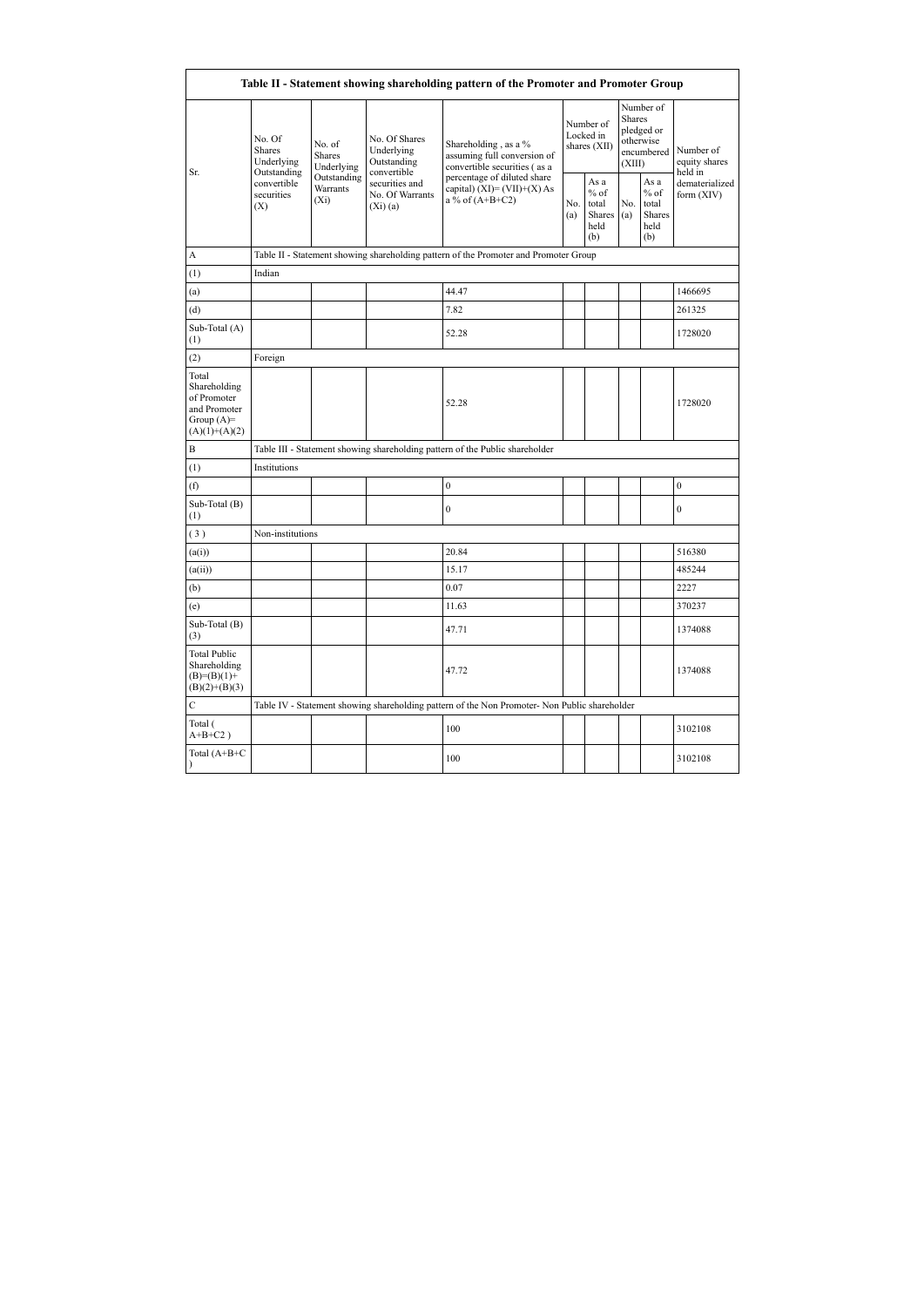| Table II - Statement showing shareholding pattern of the Promoter and Promoter Group | | | | | | | | | |
|---|---|---|---|---|---|---|---|---|---|
| Sr. | No. Of Shares Underlying Outstanding convertible securities (X) | No. of Shares Underlying Outstanding Warrants (Xi) | No. Of Shares Underlying Outstanding convertible securities and No. Of Warrants (Xi) (a) | Shareholding , as a % assuming full conversion of convertible securities ( as a percentage of diluted share capital) (XI)= (VII)+(X) As a % of (A+B+C2) | Number of Locked in shares (XII) | | Number of Shares pledged or otherwise encumbered (XIII) | | Number of equity shares held in dematerialized form (XIV) |
| | | | | | No. (a) | As a % of total Shares held (b) | No. (a) | As a % of total Shares held (b) | |
| A | Table II - Statement showing shareholding pattern of the Promoter and Promoter Group | | | | | | | | |
| (1) | Indian | | | | | | | | |
| (a) | | | | 44.47 | | | | | 1466695 |
| (d) | | | | 7.82 | | | | | 261325 |
| Sub-Total (A) (1) | | | | 52.28 | | | | | 1728020 |
| (2) | Foreign | | | | | | | | |
| Total Shareholding of Promoter and Promoter Group (A)= (A)(1)+(A)(2) | | | | 52.28 | | | | | 1728020 |
| B | Table III - Statement showing shareholding pattern of the Public shareholder | | | | | | | | |
| (1) | Institutions | | | | | | | | |
| (f) | | | | 0 | | | | | 0 |
| Sub-Total (B) (1) | | | | 0 | | | | | 0 |
| ( 3 ) | Non-institutions | | | | | | | | |
| (a(i)) | | | | 20.84 | | | | | 516380 |
| (a(ii)) | | | | 15.17 | | | | | 485244 |
| (b) | | | | 0.07 | | | | | 2227 |
| (e) | | | | 11.63 | | | | | 370237 |
| Sub-Total (B) (3) | | | | 47.71 | | | | | 1374088 |
| Total Public Shareholding (B)=(B)(1)+(B)(2)+(B)(3) | | | | 47.72 | | | | | 1374088 |
| C | Table IV - Statement showing shareholding pattern of the Non Promoter- Non Public shareholder | | | | | | | | |
| Total ( A+B+C2 ) | | | | 100 | | | | | 3102108 |
| Total (A+B+C ) | | | | 100 | | | | | 3102108 |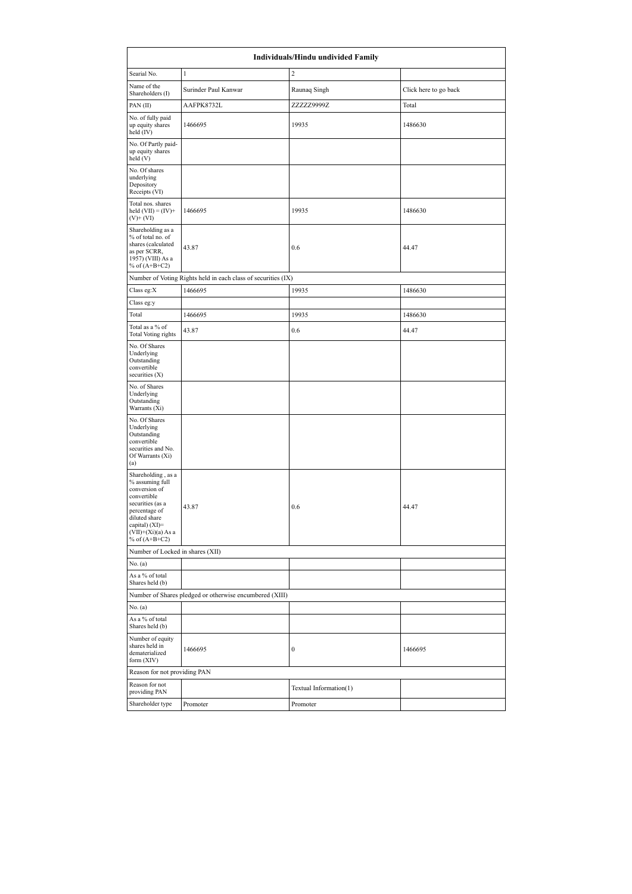| Individuals/Hindu undivided Family | | | |
|---|---|---|---|
| Searial No. | 1 | 2 | |
| Name of the Shareholders (I) | Surinder Paul Kanwar | Raunaq Singh | Click here to go back |
| PAN (II) | AAFPK8732L | ZZZZZ9999Z | Total |
| No. of fully paid up equity shares held (IV) | 1466695 | 19935 | 1486630 |
| No. Of Partly paid-up equity shares held (V) | | | |
| No. Of shares underlying Depository Receipts (VI) | | | |
| Total nos. shares held (VII) = (IV)+(V)+ (VI) | 1466695 | 19935 | 1486630 |
| Shareholding as a % of total no. of shares (calculated as per SCRR, 1957) (VIII) As a % of (A+B+C2) | 43.87 | 0.6 | 44.47 |
| Number of Voting Rights held in each class of securities (IX) | | | |
| Class eg:X | 1466695 | 19935 | 1486630 |
| Class eg:y | | | |
| Total | 1466695 | 19935 | 1486630 |
| Total as a % of Total Voting rights | 43.87 | 0.6 | 44.47 |
| No. Of Shares Underlying Outstanding convertible securities (X) | | | |
| No. of Shares Underlying Outstanding Warrants (Xi) | | | |
| No. Of Shares Underlying Outstanding convertible securities and No. Of Warrants (Xi) (a) | | | |
| Shareholding , as a % assuming full conversion of convertible securities (as a percentage of diluted share capital) (XI)= (VII)+(Xi)(a) As a % of (A+B+C2) | 43.87 | 0.6 | 44.47 |
| Number of Locked in shares (XII) | | | |
| No. (a) | | | |
| As a % of total Shares held (b) | | | |
| Number of Shares pledged or otherwise encumbered (XIII) | | | |
| No. (a) | | | |
| As a % of total Shares held (b) | | | |
| Number of equity shares held in dematerialized form (XIV) | 1466695 | 0 | 1466695 |
| Reason for not providing PAN | | | |
| Reason for not providing PAN | | Textual Information(1) | |
| Shareholder type | Promoter | Promoter | |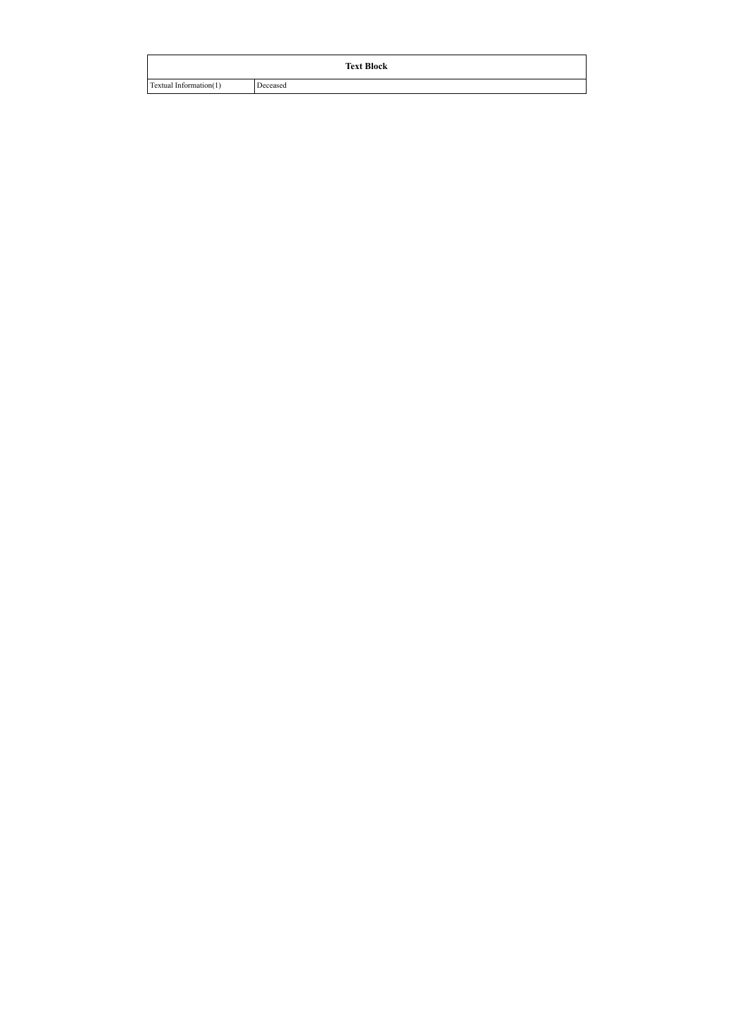| Text Block | |
|---|---|
| Textual Information(1) | Deceased |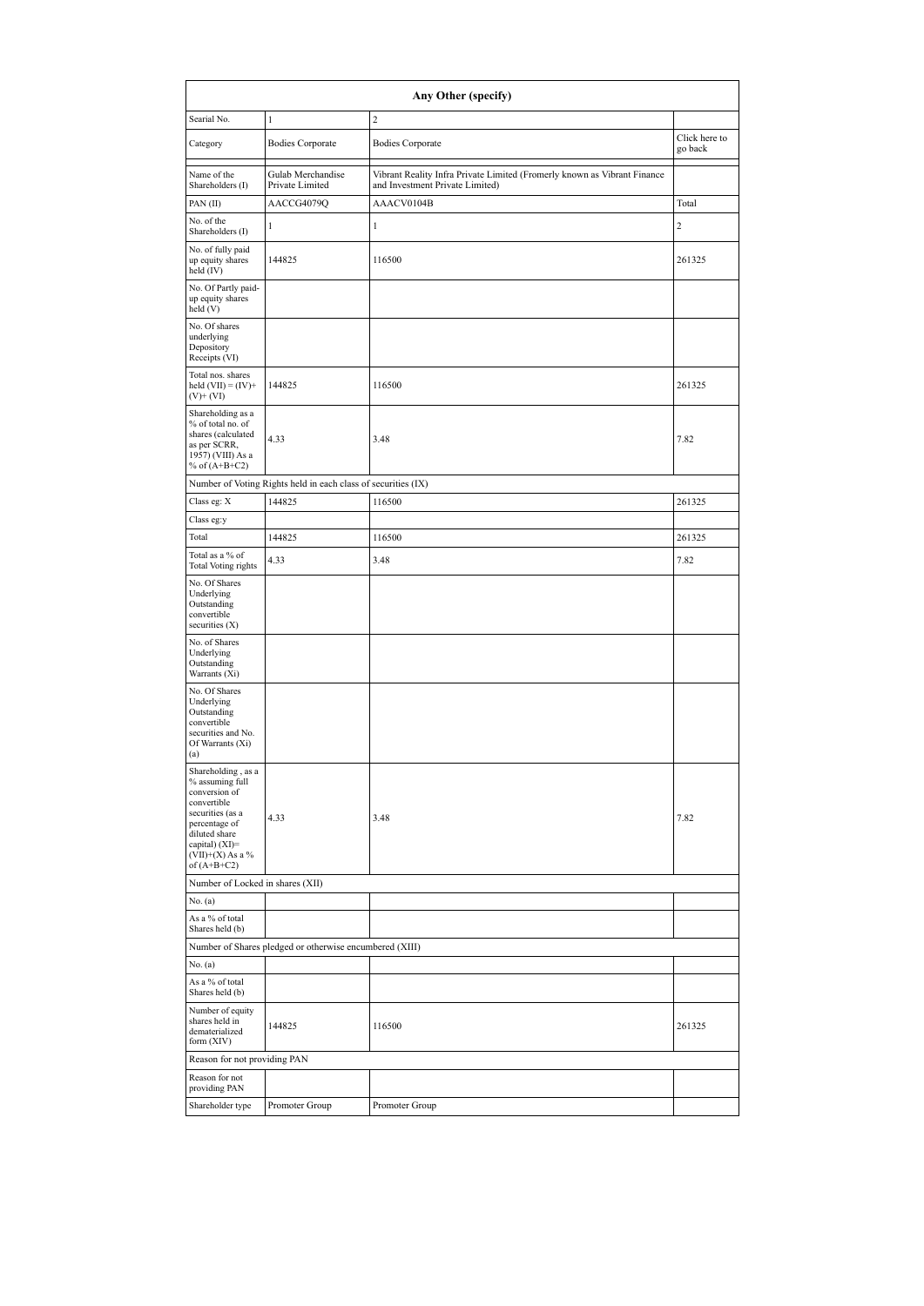| Any Other (specify) | | | |
|---|---|---|---|
| Searial No. | 1 | 2 | |
| Category | Bodies Corporate | Bodies Corporate | Click here to go back |
| Name of the Shareholders (I) | Gulab Merchandise Private Limited | Vibrant Reality Infra Private Limited (Fromerly known as Vibrant Finance and Investment Private Limited) | |
| PAN (II) | AACCG4079Q | AAACV0104B | Total |
| No. of the Shareholders (I) | 1 | 1 | 2 |
| No. of fully paid up equity shares held (IV) | 144825 | 116500 | 261325 |
| No. Of Partly paid-up equity shares held (V) | | | |
| No. Of shares underlying Depository Receipts (VI) | | | |
| Total nos. shares held (VII) = (IV)+(V)+ (VI) | 144825 | 116500 | 261325 |
| Shareholding as a % of total no. of shares (calculated as per SCRR, 1957) (VIII) As a % of (A+B+C2) | 4.33 | 3.48 | 7.82 |
| Number of Voting Rights held in each class of securities (IX) | | | |
| Class eg: X | 144825 | 116500 | 261325 |
| Class eg:y | | | |
| Total | 144825 | 116500 | 261325 |
| Total as a % of Total Voting rights | 4.33 | 3.48 | 7.82 |
| No. Of Shares Underlying Outstanding convertible securities (X) | | | |
| No. of Shares Underlying Outstanding Warrants (Xi) | | | |
| No. Of Shares Underlying Outstanding convertible securities and No. Of Warrants (Xi) (a) | | | |
| Shareholding , as a % assuming full conversion of convertible securities (as a percentage of diluted share capital) (XI)= (VII)+(X) As a % of (A+B+C2) | 4.33 | 3.48 | 7.82 |
| Number of Locked in shares (XII) | | | |
| No. (a) | | | |
| As a % of total Shares held (b) | | | |
| Number of Shares pledged or otherwise encumbered (XIII) | | | |
| No. (a) | | | |
| As a % of total Shares held (b) | | | |
| Number of equity shares held in dematerialized form (XIV) | 144825 | 116500 | 261325 |
| Reason for not providing PAN | | | |
| Reason for not providing PAN | | | |
| Shareholder type | Promoter Group | Promoter Group | |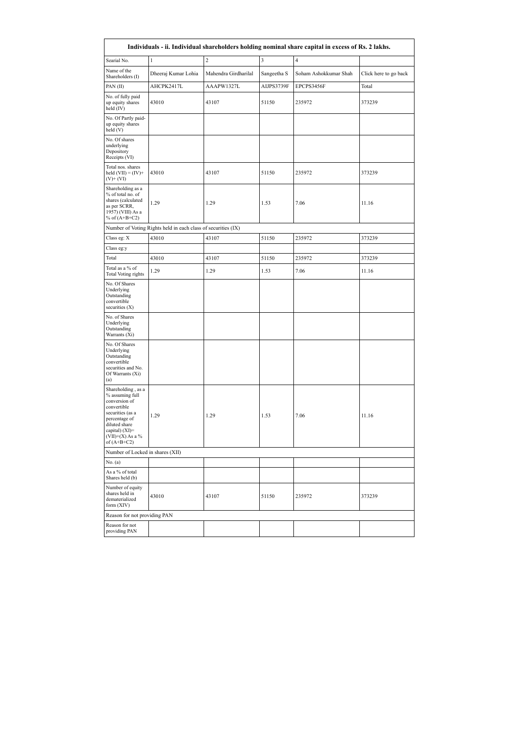| Individuals - ii. Individual shareholders holding nominal share capital in excess of Rs. 2 lakhs. | | | | | |
|---|---|---|---|---|---|
| Searial No. | 1 | 2 | 3 | 4 | |
| Name of the Shareholders (I) | Dheeraj Kumar Lohia | Mahendra Girdharilal | Sangeetha S | Soham Ashokkumar Shah | Click here to go back |
| PAN (II) | AHCPK2417L | AAAPW1327L | AIJPS3739F | EPCPS3456F | Total |
| No. of fully paid up equity shares held (IV) | 43010 | 43107 | 51150 | 235972 | 373239 |
| No. Of Partly paid-up equity shares held (V) | | | | | |
| No. Of shares underlying Depository Receipts (VI) | | | | | |
| Total nos. shares held (VII) = (IV)+(V)+ (VI) | 43010 | 43107 | 51150 | 235972 | 373239 |
| Shareholding as a % of total no. of shares (calculated as per SCRR, 1957) (VIII) As a % of (A+B+C2) | 1.29 | 1.29 | 1.53 | 7.06 | 11.16 |
| Number of Voting Rights held in each class of securities (IX) | | | | | |
| Class eg: X | 43010 | 43107 | 51150 | 235972 | 373239 |
| Class eg:y | | | | | |
| Total | 43010 | 43107 | 51150 | 235972 | 373239 |
| Total as a % of Total Voting rights | 1.29 | 1.29 | 1.53 | 7.06 | 11.16 |
| No. Of Shares Underlying Outstanding convertible securities (X) | | | | | |
| No. of Shares Underlying Outstanding Warrants (Xi) | | | | | |
| No. Of Shares Underlying Outstanding convertible securities and No. Of Warrants (Xi) (a) | | | | | |
| Shareholding , as a % assuming full conversion of convertible securities (as a percentage of diluted share capital) (XI)= (VII)+(X) As a % of (A+B+C2) | 1.29 | 1.29 | 1.53 | 7.06 | 11.16 |
| Number of Locked in shares (XII) | | | | | |
| No. (a) | | | | | |
| As a % of total Shares held (b) | | | | | |
| Number of equity shares held in dematerialized form (XIV) | 43010 | 43107 | 51150 | 235972 | 373239 |
| Reason for not providing PAN | | | | | |
| Reason for not providing PAN | | | | | |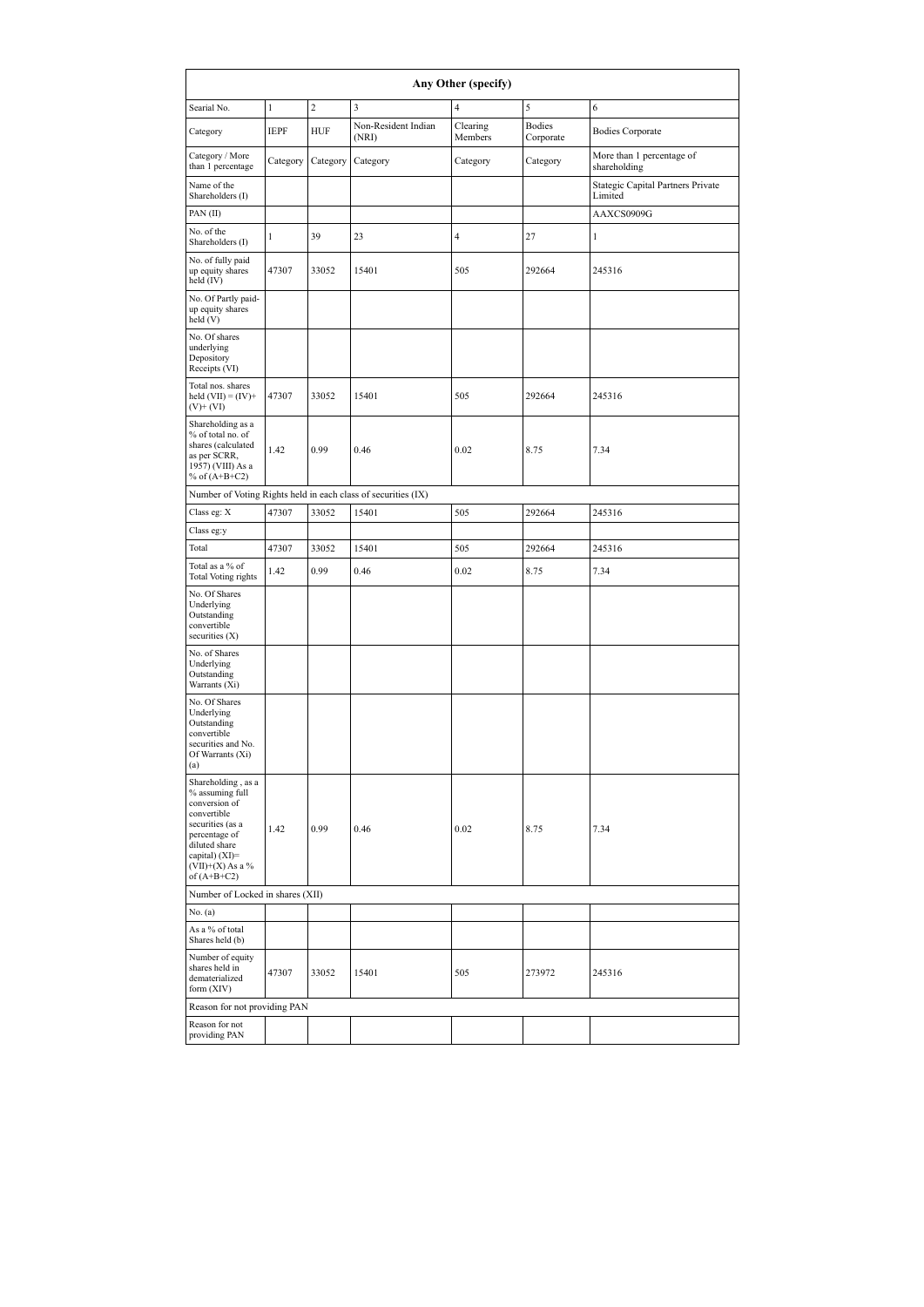| Any Other (specify) | | | | | | |
|---|---|---|---|---|---|---|
| Searial No. | 1 | 2 | 3 | 4 | 5 | 6 |
| Category | IEPF | HUF | Non-Resident Indian (NRI) | Clearing Members | Bodies Corporate | Bodies Corporate |
| Category / More than 1 percentage | Category | Category | Category | Category | Category | More than 1 percentage of shareholding |
| Name of the Shareholders (I) | | | | | | Stategic Capital Partners Private Limited |
| PAN (II) | | | | | | AAXCS0909G |
| No. of the Shareholders (I) | 1 | 39 | 23 | 4 | 27 | 1 |
| No. of fully paid up equity shares held (IV) | 47307 | 33052 | 15401 | 505 | 292664 | 245316 |
| No. Of Partly paid-up equity shares held (V) | | | | | | |
| No. Of shares underlying Depository Receipts (VI) | | | | | | |
| Total nos. shares held (VII) = (IV)+(V)+ (VI) | 47307 | 33052 | 15401 | 505 | 292664 | 245316 |
| Shareholding as a % of total no. of shares (calculated as per SCRR, 1957) (VIII) As a % of (A+B+C2) | 1.42 | 0.99 | 0.46 | 0.02 | 8.75 | 7.34 |
| Number of Voting Rights held in each class of securities (IX) | | | | | | |
| Class eg: X | 47307 | 33052 | 15401 | 505 | 292664 | 245316 |
| Class eg:y | | | | | | |
| Total | 47307 | 33052 | 15401 | 505 | 292664 | 245316 |
| Total as a % of Total Voting rights | 1.42 | 0.99 | 0.46 | 0.02 | 8.75 | 7.34 |
| No. Of Shares Underlying Outstanding convertible securities (X) | | | | | | |
| No. of Shares Underlying Outstanding Warrants (Xi) | | | | | | |
| No. Of Shares Underlying Outstanding convertible securities and No. Of Warrants (Xi) (a) | | | | | | |
| Shareholding , as a % assuming full conversion of convertible securities (as a percentage of diluted share capital) (XI)= (VII)+(X) As a % of (A+B+C2) | 1.42 | 0.99 | 0.46 | 0.02 | 8.75 | 7.34 |
| Number of Locked in shares (XII) | | | | | | |
| No. (a) | | | | | | |
| As a % of total Shares held (b) | | | | | | |
| Number of equity shares held in dematerialized form (XIV) | 47307 | 33052 | 15401 | 505 | 273972 | 245316 |
| Reason for not providing PAN | | | | | | |
| Reason for not providing PAN | | | | | | |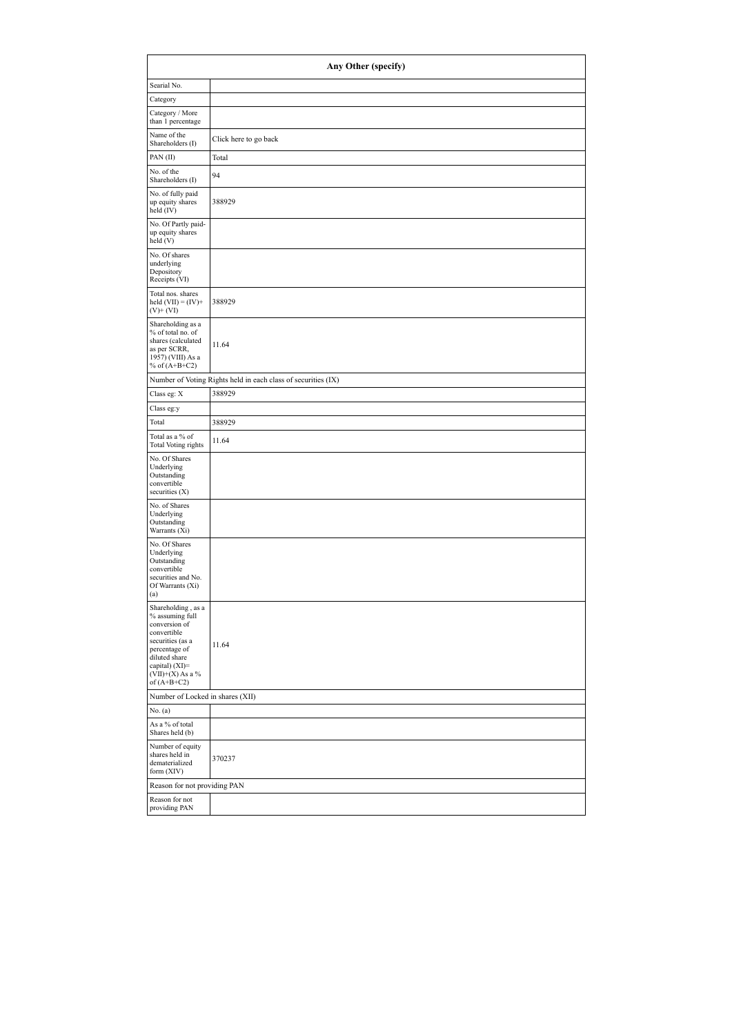| Any Other (specify) | |
|---|---|
| Searial No. | |
| Category | |
| Category / More than 1 percentage | |
| Name of the Shareholders (I) | Click here to go back |
| PAN (II) | Total |
| No. of the Shareholders (I) | 94 |
| No. of fully paid up equity shares held (IV) | 388929 |
| No. Of Partly paid-up equity shares held (V) | |
| No. Of shares underlying Depository Receipts (VI) | |
| Total nos. shares held (VII) = (IV)+ (V)+ (VI) | 388929 |
| Shareholding as a % of total no. of shares (calculated as per SCRR, 1957) (VIII) As a % of (A+B+C2) | 11.64 |
| Number of Voting Rights held in each class of securities (IX) | |
| Class eg: X | 388929 |
| Class eg:y | |
| Total | 388929 |
| Total as a % of Total Voting rights | 11.64 |
| No. Of Shares Underlying Outstanding convertible securities (X) | |
| No. of Shares Underlying Outstanding Warrants (Xi) | |
| No. Of Shares Underlying Outstanding convertible securities and No. Of Warrants (Xi) (a) | |
| Shareholding , as a % assuming full conversion of convertible securities (as a percentage of diluted share capital) (XI)= (VII)+(X) As a % of (A+B+C2) | 11.64 |
| Number of Locked in shares (XII) | |
| No. (a) | |
| As a % of total Shares held (b) | |
| Number of equity shares held in dematerialized form (XIV) | 370237 |
| Reason for not providing PAN | |
| Reason for not providing PAN | |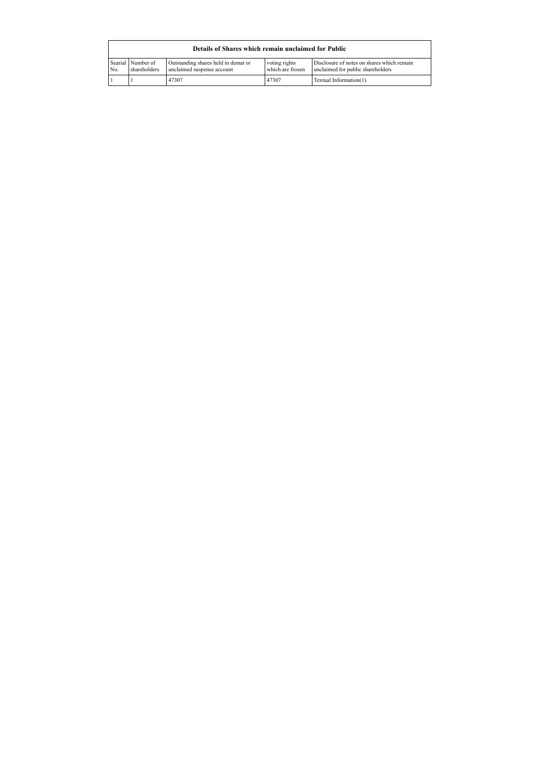| Details of Shares which remain unclaimed for Public | | | | |
|---|---|---|---|---|
| Searial No. | Number of shareholders | Outstanding shares held in demat or unclaimed suspense account | voting rights which are frozen | Disclosure of notes on shares which remain unclaimed for public shareholders |
| 1 | 1 | 47307 | 47307 | Textual Information(1) |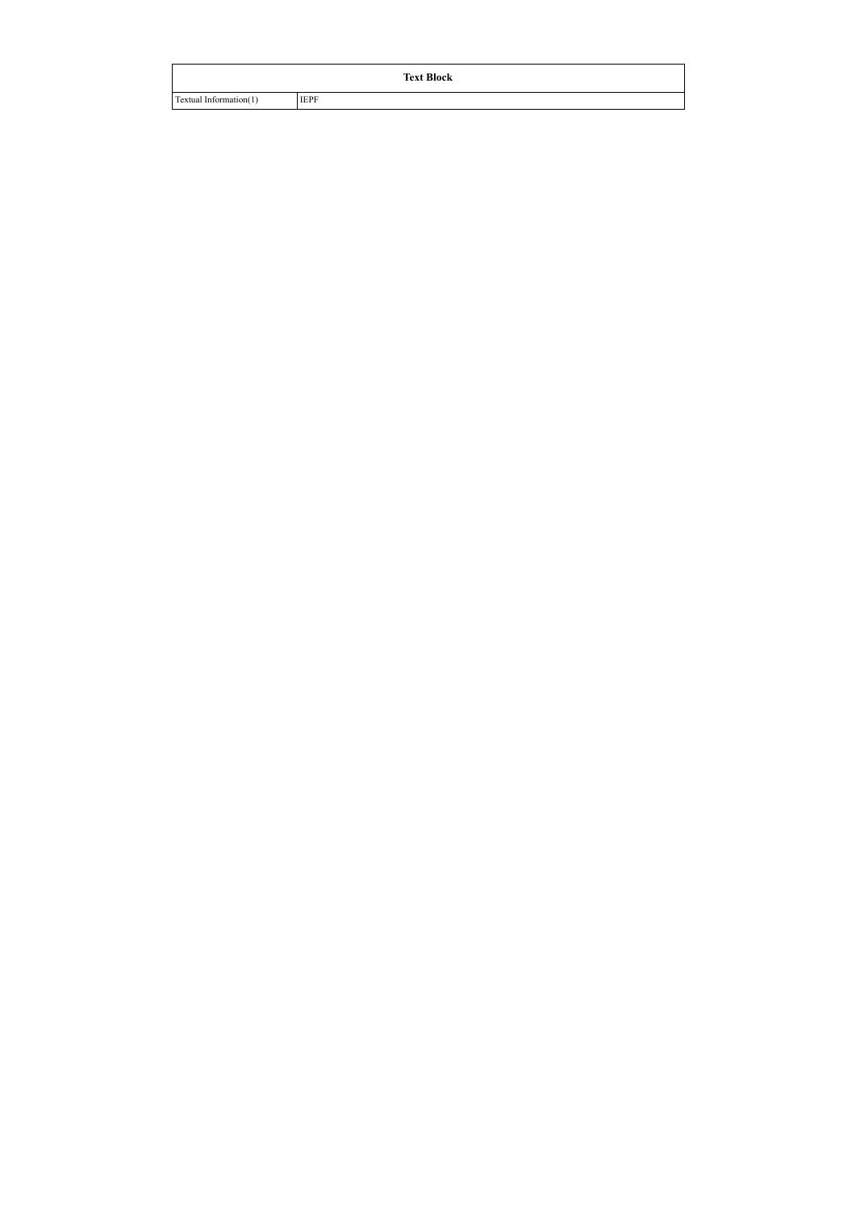| Text Block | |
|---|---|
| Textual Information(1) | IEPF |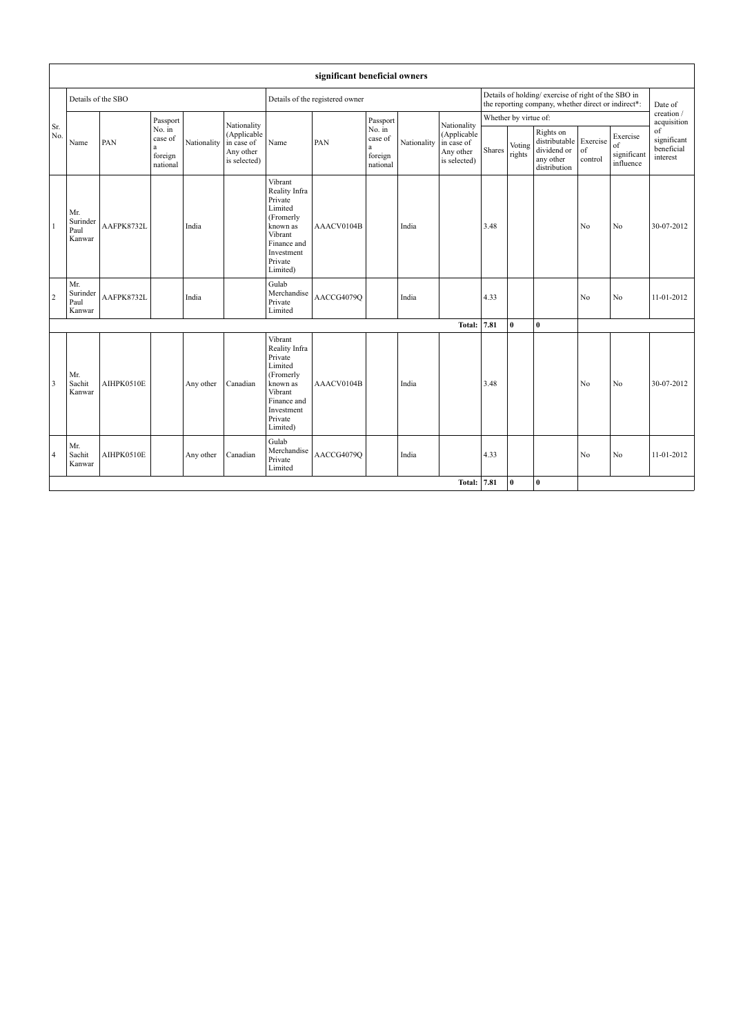| significant beneficial owners | | | | | | | | | | | | | | | | |
|---|---|---|---|---|---|---|---|---|---|---|---|---|---|---|---|---|
| Sr. No. | Details of the SBO | | | | | Details of the registered owner | | | | | Details of holding/ exercise of right of the SBO in the reporting company, whether direct or indirect*: | | | | | Date of creation / acquisition of significant beneficial interest |
| | | | | | | | | | | | Whether by virtue of: | | | | | |
| | Name | PAN | Passport No. in case of a foreign national | Nationality | Nationality (Applicable in case of Any other is selected) | Name | PAN | Passport No. in case of a foreign national | Nationality | Nationality (Applicable in case of Any other is selected) | Shares | Voting rights | Rights on distributable dividend or any other distribution | Exercise of control | Exercise of significant influence | |
| 1 | Mr. Surinder Paul Kanwar | AAFPK8732L | | India | | Vibrant Reality Infra Private Limited (Fromerly known as Vibrant Finance and Investment Private Limited) | AAACV0104B | | India | | 3.48 | | | No | No | 30-07-2012 |
| 2 | Mr. Surinder Paul Kanwar | AAFPK8732L | | India | | Gulab Merchandise Private Limited | AACCG4079Q | | India | | 4.33 | | | No | No | 11-01-2012 |
| | | | | | | | | | | **Total:** | **7.81** | **0** | **0** | | | |
| 3 | Mr. Sachit Kanwar | AIHPK0510E | | Any other | Canadian | Vibrant Reality Infra Private Limited (Fromerly known as Vibrant Finance and Investment Private Limited) | AAACV0104B | | India | | 3.48 | | | No | No | 30-07-2012 |
| 4 | Mr. Sachit Kanwar | AIHPK0510E | | Any other | Canadian | Gulab Merchandise Private Limited | AACCG4079Q | | India | | 4.33 | | | No | No | 11-01-2012 |
| | | | | | | | | | | **Total:** | **7.81** | **0** | **0** | | | |